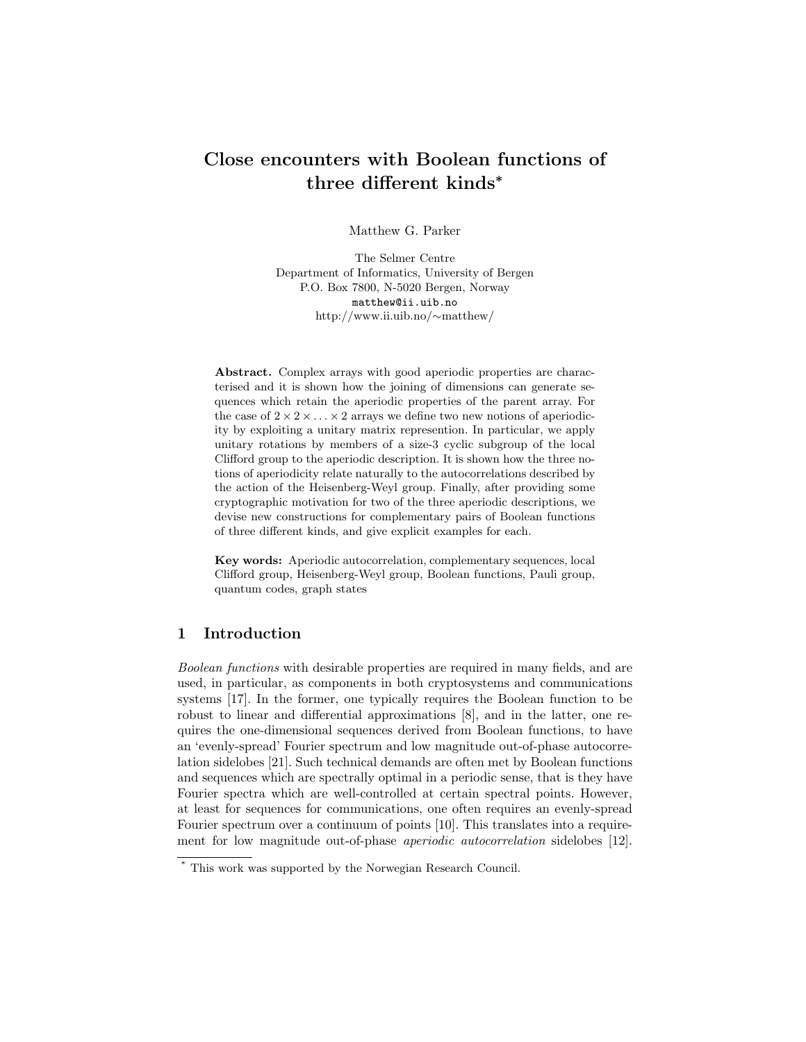# Close encounters with Boolean functions of three different kinds*

Matthew G. Parker

The Selmer Centre
Department of Informatics, University of Bergen
P.O. Box 7800, N-5020 Bergen, Norway
matthew@ii.uib.no
http://www.ii.uib.no/∼matthew/

**Abstract.** Complex arrays with good aperiodic properties are characterised and it is shown how the joining of dimensions can generate sequences which retain the aperiodic properties of the parent array. For the case of $2 \times 2 \times \ldots \times 2$ arrays we define two new notions of aperiodicity by exploiting a unitary matrix represention. In particular, we apply unitary rotations by members of a size-3 cyclic subgroup of the local Clifford group to the aperiodic description. It is shown how the three notions of aperiodicity relate naturally to the autocorrelations described by the action of the Heisenberg-Weyl group. Finally, after providing some cryptographic motivation for two of the three aperiodic descriptions, we devise new constructions for complementary pairs of Boolean functions of three different kinds, and give explicit examples for each.

**Key words:** Aperiodic autocorrelation, complementary sequences, local Clifford group, Heisenberg-Weyl group, Boolean functions, Pauli group, quantum codes, graph states

## 1 Introduction

*Boolean functions* with desirable properties are required in many fields, and are used, in particular, as components in both cryptosystems and communications systems [17]. In the former, one typically requires the Boolean function to be robust to linear and differential approximations [8], and in the latter, one requires the one-dimensional sequences derived from Boolean functions, to have an 'evenly-spread' Fourier spectrum and low magnitude out-of-phase autocorrelation sidelobes [21]. Such technical demands are often met by Boolean functions and sequences which are spectrally optimal in a periodic sense, that is they have Fourier spectra which are well-controlled at certain spectral points. However, at least for sequences for communications, one often requires an evenly-spread Fourier spectrum over a continuum of points [10]. This translates into a requirement for low magnitude out-of-phase *aperiodic autocorrelation* sidelobes [12].

* This work was supported by the Norwegian Research Council.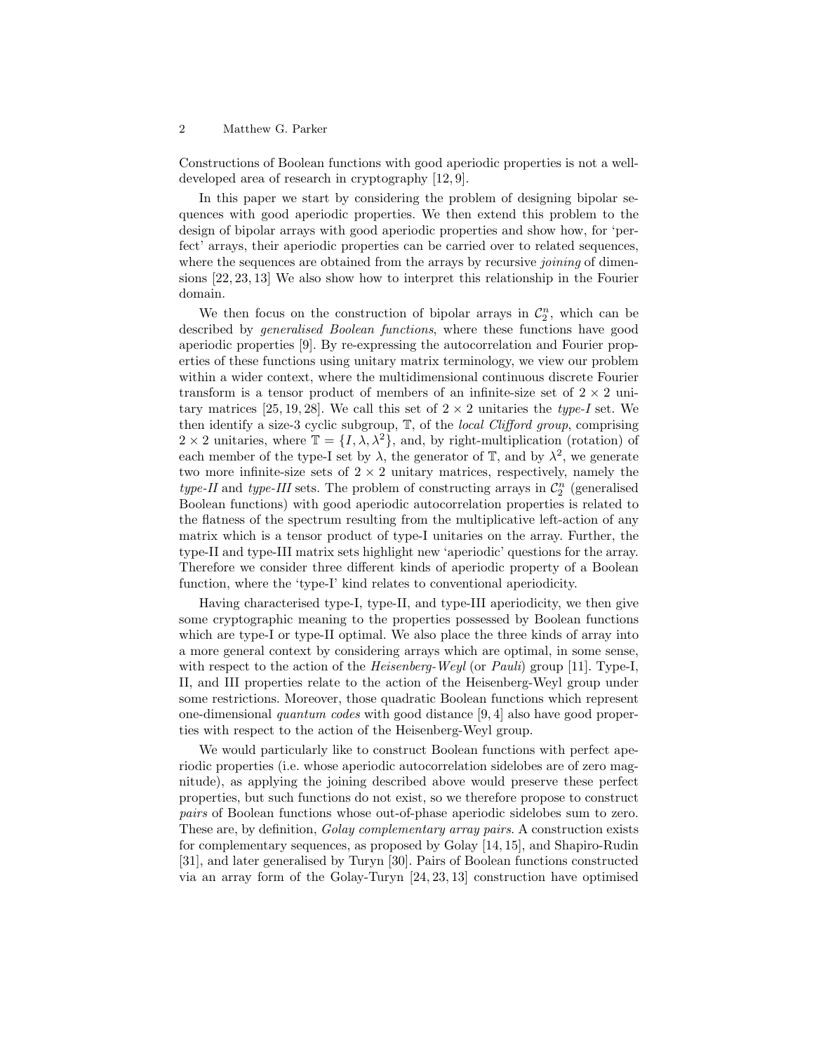Constructions of Boolean functions with good aperiodic properties is not a well-developed area of research in cryptography [12, 9].

In this paper we start by considering the problem of designing bipolar sequences with good aperiodic properties. We then extend this problem to the design of bipolar arrays with good aperiodic properties and show how, for 'perfect' arrays, their aperiodic properties can be carried over to related sequences, where the sequences are obtained from the arrays by recursive *joining* of dimensions [22, 23, 13] We also show how to interpret this relationship in the Fourier domain.

We then focus on the construction of bipolar arrays in $\mathcal{C}_2^n$, which can be described by *generalised Boolean functions*, where these functions have good aperiodic properties [9]. By re-expressing the autocorrelation and Fourier properties of these functions using unitary matrix terminology, we view our problem within a wider context, where the multidimensional continuous discrete Fourier transform is a tensor product of members of an infinite-size set of $2 \times 2$ unitary matrices [25, 19, 28]. We call this set of $2 \times 2$ unitaries the *type-I* set. We then identify a size-3 cyclic subgroup, $\mathbb{T}$, of the *local Clifford group*, comprising $2 \times 2$ unitaries, where $\mathbb{T} = \{I, \lambda, \lambda^2\}$, and, by right-multiplication (rotation) of each member of the type-I set by $\lambda$, the generator of $\mathbb{T}$, and by $\lambda^2$, we generate two more infinite-size sets of $2 \times 2$ unitary matrices, respectively, namely the *type-II* and *type-III* sets. The problem of constructing arrays in $\mathcal{C}_2^n$ (generalised Boolean functions) with good aperiodic autocorrelation properties is related to the flatness of the spectrum resulting from the multiplicative left-action of any matrix which is a tensor product of type-I unitaries on the array. Further, the type-II and type-III matrix sets highlight new 'aperiodic' questions for the array. Therefore we consider three different kinds of aperiodic property of a Boolean function, where the 'type-I' kind relates to conventional aperiodicity.

Having characterised type-I, type-II, and type-III aperiodicity, we then give some cryptographic meaning to the properties possessed by Boolean functions which are type-I or type-II optimal. We also place the three kinds of array into a more general context by considering arrays which are optimal, in some sense, with respect to the action of the *Heisenberg-Weyl* (or *Pauli*) group [11]. Type-I, II, and III properties relate to the action of the Heisenberg-Weyl group under some restrictions. Moreover, those quadratic Boolean functions which represent one-dimensional *quantum codes* with good distance [9, 4] also have good properties with respect to the action of the Heisenberg-Weyl group.

We would particularly like to construct Boolean functions with perfect aperiodic properties (i.e. whose aperiodic autocorrelation sidelobes are of zero magnitude), as applying the joining described above would preserve these perfect properties, but such functions do not exist, so we therefore propose to construct *pairs* of Boolean functions whose out-of-phase aperiodic sidelobes sum to zero. These are, by definition, *Golay complementary array pairs*. A construction exists for complementary sequences, as proposed by Golay [14, 15], and Shapiro-Rudin [31], and later generalised by Turyn [30]. Pairs of Boolean functions constructed via an array form of the Golay-Turyn [24, 23, 13] construction have optimised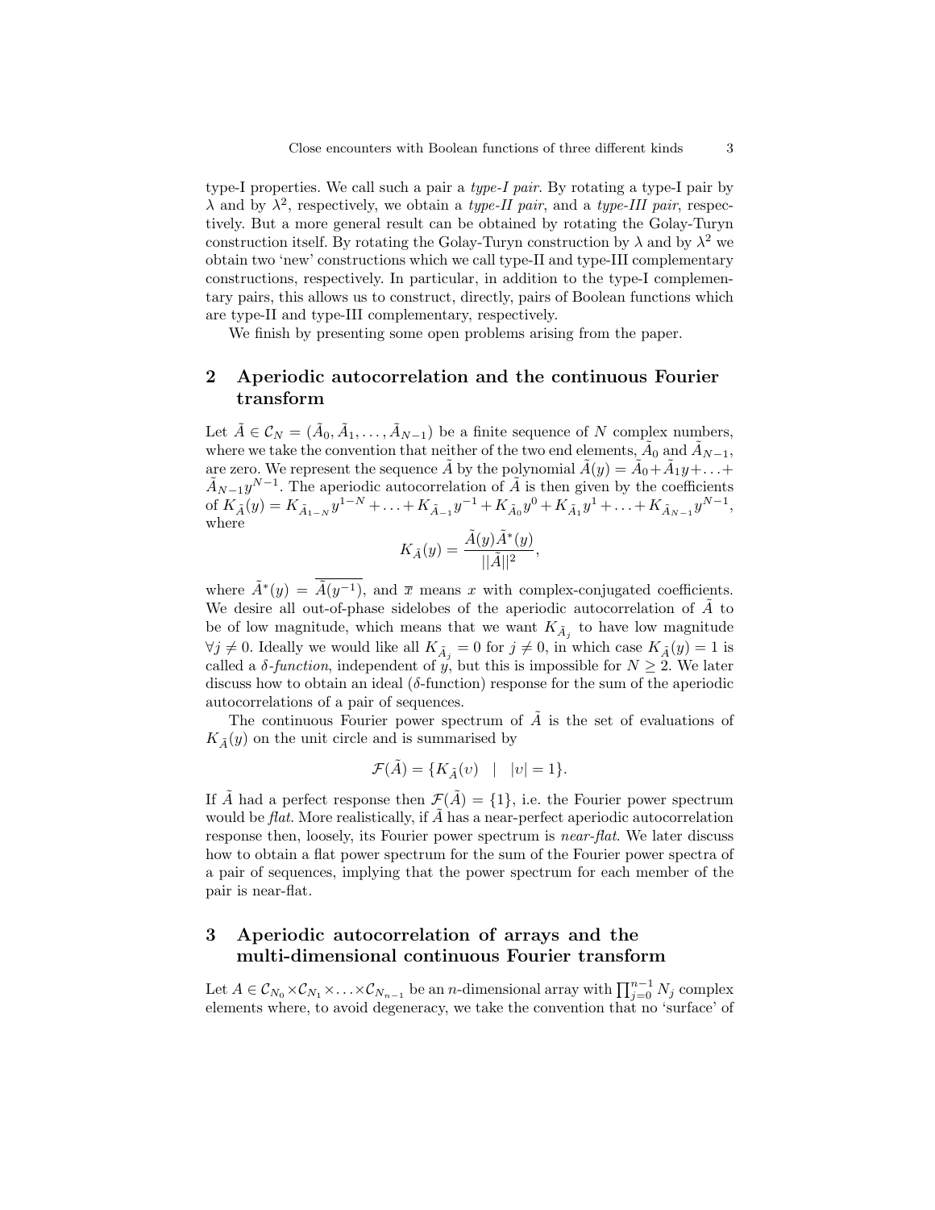type-I properties. We call such a pair a *type-I pair*. By rotating a type-I pair by $\lambda$ and by $\lambda^2$, respectively, we obtain a *type-II pair*, and a *type-III pair*, respectively. But a more general result can be obtained by rotating the Golay-Turyn construction itself. By rotating the Golay-Turyn construction by $\lambda$ and by $\lambda^2$ we obtain two 'new' constructions which we call type-II and type-III complementary constructions, respectively. In particular, in addition to the type-I complementary pairs, this allows us to construct, directly, pairs of Boolean functions which are type-II and type-III complementary, respectively.

We finish by presenting some open problems arising from the paper.

## 2 Aperiodic autocorrelation and the continuous Fourier transform

Let $\tilde{A} \in \mathcal{C}_N = (\tilde{A}_0, \tilde{A}_1, \ldots, \tilde{A}_{N-1})$ be a finite sequence of $N$ complex numbers, where we take the convention that neither of the two end elements, $\tilde{A}_0$ and $\tilde{A}_{N-1}$, are zero. We represent the sequence $\tilde{A}$ by the polynomial $\tilde{A}(y) = \tilde{A}_0 + \tilde{A}_1 y + \ldots + \tilde{A}_{N-1} y^{N-1}$. The aperiodic autocorrelation of $\tilde{A}$ is then given by the coefficients of $K_{\tilde{A}}(y) = K_{\tilde{A}_{1-N}} y^{1-N} + \ldots + K_{\tilde{A}_{-1}} y^{-1} + K_{\tilde{A}_0} y^0 + K_{\tilde{A}_1} y^1 + \ldots + K_{\tilde{A}_{N-1}} y^{N-1}$, where

$$K_{\tilde{A}}(y) = \frac{\tilde{A}(y)\tilde{A}^*(y)}{||\tilde{A}||^2},$$

where $\tilde{A}^*(y) = \overline{\tilde{A}(y^{-1})}$, and $\overline{x}$ means $x$ with complex-conjugated coefficients. We desire all out-of-phase sidelobes of the aperiodic autocorrelation of $\tilde{A}$ to be of low magnitude, which means that we want $K_{\tilde{A}_j}$ to have low magnitude $\forall j \neq 0$. Ideally we would like all $K_{\tilde{A}_j} = 0$ for $j \neq 0$, in which case $K_{\tilde{A}}(y) = 1$ is called a *$\delta$-function*, independent of $y$, but this is impossible for $N \geq 2$. We later discuss how to obtain an ideal ($\delta$-function) response for the sum of the aperiodic autocorrelations of a pair of sequences.

The continuous Fourier power spectrum of $\tilde{A}$ is the set of evaluations of $K_{\tilde{A}}(y)$ on the unit circle and is summarised by

$$\mathcal{F}(\tilde{A}) = \{K_{\tilde{A}}(\upsilon) \quad | \quad |\upsilon| = 1\}.$$

If $\tilde{A}$ had a perfect response then $\mathcal{F}(\tilde{A}) = \{1\}$, i.e. the Fourier power spectrum would be *flat*. More realistically, if $\tilde{A}$ has a near-perfect aperiodic autocorrelation response then, loosely, its Fourier power spectrum is *near-flat*. We later discuss how to obtain a flat power spectrum for the sum of the Fourier power spectra of a pair of sequences, implying that the power spectrum for each member of the pair is near-flat.

## 3 Aperiodic autocorrelation of arrays and the multi-dimensional continuous Fourier transform

Let $A \in \mathcal{C}_{N_0} \times \mathcal{C}_{N_1} \times \ldots \times \mathcal{C}_{N_{n-1}}$ be an $n$-dimensional array with $\prod_{j=0}^{n-1} N_j$ complex elements where, to avoid degeneracy, we take the convention that no 'surface' of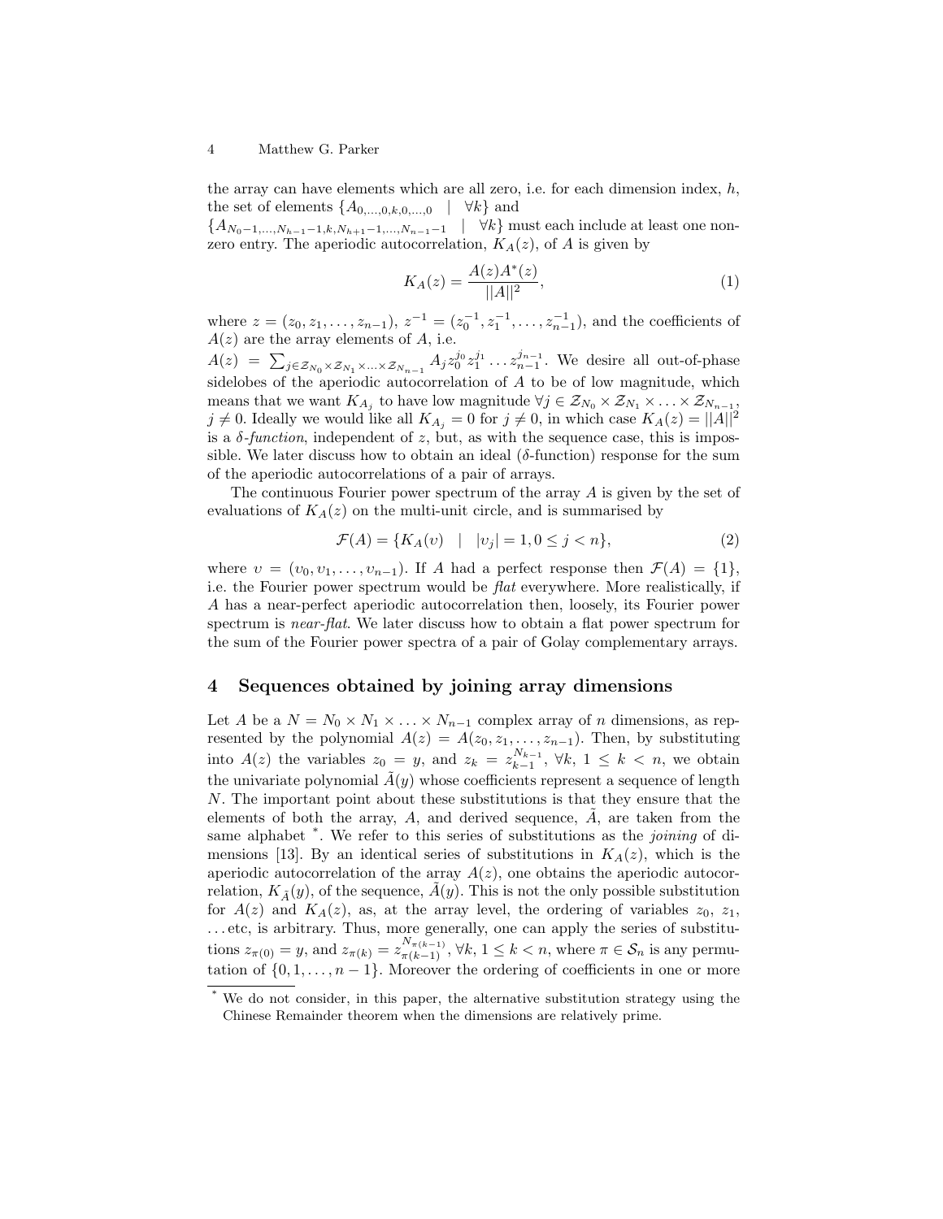the array can have elements which are all zero, i.e. for each dimension index, $h$, the set of elements $\{A_{0,\ldots,0,k,0,\ldots,0} \quad | \quad \forall k\}$ and $\{A_{N_0-1,\ldots,N_{h-1}-1,k,N_{h+1}-1,\ldots,N_{n-1}-1} \quad | \quad \forall k\}$ must each include at least one non-zero entry. The aperiodic autocorrelation, $K_A(z)$, of $A$ is given by

$$K_A(z) = \frac{A(z)A^*(z)}{||A||^2}, \tag{1}$$

where $z = (z_0, z_1, \ldots, z_{n-1})$, $z^{-1} = (z_0^{-1}, z_1^{-1}, \ldots, z_{n-1}^{-1})$, and the coefficients of $A(z)$ are the array elements of $A$, i.e. $A(z) = \sum_{j \in \mathcal{Z}_{N_0} \times \mathcal{Z}_{N_1} \times \ldots \times \mathcal{Z}_{N_{n-1}}} A_j z_0^{j_0} z_1^{j_1} \ldots z_{n-1}^{j_{n-1}}$. We desire all out-of-phase sidelobes of the aperiodic autocorrelation of $A$ to be of low magnitude, which means that we want $K_{A_j}$ to have low magnitude $\forall j \in \mathcal{Z}_{N_0} \times \mathcal{Z}_{N_1} \times \ldots \times \mathcal{Z}_{N_{n-1}}$, $j \neq 0$. Ideally we would like all $K_{A_j} = 0$ for $j \neq 0$, in which case $K_A(z) = ||A||^2$ is a *$\delta$-function*, independent of $z$, but, as with the sequence case, this is impossible. We later discuss how to obtain an ideal ($\delta$-function) response for the sum of the aperiodic autocorrelations of a pair of arrays.

The continuous Fourier power spectrum of the array $A$ is given by the set of evaluations of $K_A(z)$ on the multi-unit circle, and is summarised by

$$\mathcal{F}(A) = \{K_A(\upsilon) \quad | \quad |\upsilon_j| = 1, 0 \leq j < n\}, \tag{2}$$

where $\upsilon = (\upsilon_0, \upsilon_1, \ldots, \upsilon_{n-1})$. If $A$ had a perfect response then $\mathcal{F}(A) = \{1\}$, i.e. the Fourier power spectrum would be *flat* everywhere. More realistically, if $A$ has a near-perfect aperiodic autocorrelation then, loosely, its Fourier power spectrum is *near-flat*. We later discuss how to obtain a flat power spectrum for the sum of the Fourier power spectra of a pair of Golay complementary arrays.

## 4 Sequences obtained by joining array dimensions

Let $A$ be a $N = N_0 \times N_1 \times \ldots \times N_{n-1}$ complex array of $n$ dimensions, as represented by the polynomial $A(z) = A(z_0, z_1, \ldots, z_{n-1})$. Then, by substituting into $A(z)$ the variables $z_0 = y$, and $z_k = z_{k-1}^{N_{k-1}}$, $\forall k$, $1 \leq k < n$, we obtain the univariate polynomial $\tilde{A}(y)$ whose coefficients represent a sequence of length $N$. The important point about these substitutions is that they ensure that the elements of both the array, $A$, and derived sequence, $\tilde{A}$, are taken from the same alphabet *. We refer to this series of substitutions as the *joining* of dimensions [13]. By an identical series of substitutions in $K_A(z)$, which is the aperiodic autocorrelation of the array $A(z)$, one obtains the aperiodic autocorrelation, $K_{\tilde{A}}(y)$, of the sequence, $\tilde{A}(y)$. This is not the only possible substitution for $A(z)$ and $K_A(z)$, as, at the array level, the ordering of variables $z_0$, $z_1$, ...etc, is arbitrary. Thus, more generally, one can apply the series of substitutions $z_{\pi(0)} = y$, and $z_{\pi(k)} = z_{\pi(k-1)}^{N_{\pi(k-1)}}$, $\forall k$, $1 \leq k < n$, where $\pi \in \mathcal{S}_n$ is any permutation of $\{0, 1, \ldots, n-1\}$. Moreover the ordering of coefficients in one or more

\* We do not consider, in this paper, the alternative substitution strategy using the Chinese Remainder theorem when the dimensions are relatively prime.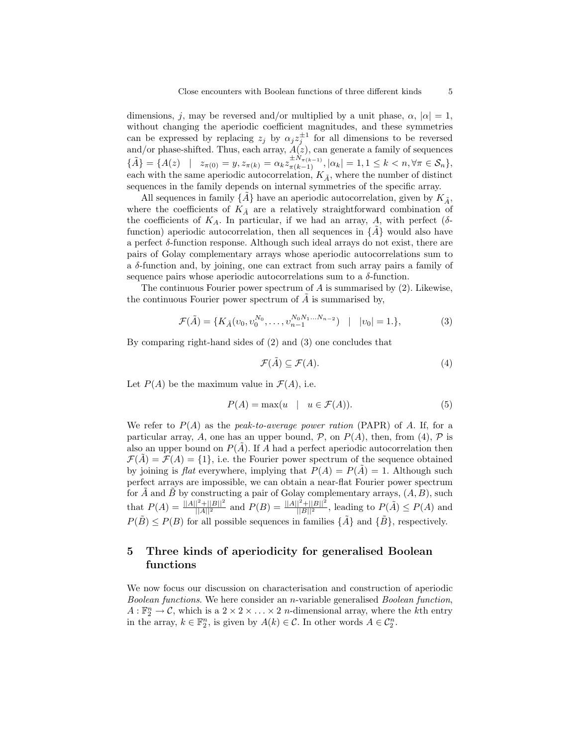dimensions, $j$, may be reversed and/or multiplied by a unit phase, $\alpha$, $|\alpha| = 1$, without changing the aperiodic coefficient magnitudes, and these symmetries can be expressed by replacing $z_j$ by $\alpha_j z_j^{\pm 1}$ for all dimensions to be reversed and/or phase-shifted. Thus, each array, $A(z)$, can generate a family of sequences $\{\tilde{A}\} = \{A(z) \quad | \quad z_{\pi(0)} = y, z_{\pi(k)} = \alpha_k z_{\pi(k-1)}^{\pm N_{\pi(k-1)}}, |\alpha_k| = 1, 1 \leq k < n, \forall \pi \in \mathcal{S}_n\}$, each with the same aperiodic autocorrelation, $K_{\tilde{A}}$, where the number of distinct sequences in the family depends on internal symmetries of the specific array.

All sequences in family $\{\tilde{A}\}$ have an aperiodic autocorrelation, given by $K_{\tilde{A}}$, where the coefficients of $K_{\tilde{A}}$ are a relatively straightforward combination of the coefficients of $K_A$. In particular, if we had an array, $A$, with perfect ($\delta$-function) aperiodic autocorrelation, then all sequences in $\{\tilde{A}\}$ would also have a perfect $\delta$-function response. Although such ideal arrays do not exist, there are pairs of Golay complementary arrays whose aperiodic autocorrelations sum to a $\delta$-function and, by joining, one can extract from such array pairs a family of sequence pairs whose aperiodic autocorrelations sum to a $\delta$-function.

The continuous Fourier power spectrum of $A$ is summarised by (2). Likewise, the continuous Fourier power spectrum of $\tilde{A}$ is summarised by,

$$\mathcal{F}(\tilde{A}) = \{K_{\tilde{A}}(\upsilon_0, \upsilon_0^{N_0}, \ldots, \upsilon_{n-1}^{N_0 N_1 \ldots N_{n-2}}) \quad | \quad |\upsilon_0| = 1.\}, \tag{3}$$

By comparing right-hand sides of (2) and (3) one concludes that

$$\mathcal{F}(\tilde{A}) \subseteq \mathcal{F}(A). \tag{4}$$

Let $P(A)$ be the maximum value in $\mathcal{F}(A)$, i.e.

$$P(A) = \max(u \quad | \quad u \in \mathcal{F}(A)). \tag{5}$$

We refer to $P(A)$ as the *peak-to-average power ration* (PAPR) of $A$. If, for a particular array, $A$, one has an upper bound, $\mathcal{P}$, on $P(A)$, then, from (4), $\mathcal{P}$ is also an upper bound on $P(\tilde{A})$. If $A$ had a perfect aperiodic autocorrelation then $\mathcal{F}(\tilde{A}) = \mathcal{F}(A) = \{1\}$, i.e. the Fourier power spectrum of the sequence obtained by joining is *flat* everywhere, implying that $P(A) = P(\tilde{A}) = 1$. Although such perfect arrays are impossible, we can obtain a near-flat Fourier power spectrum for $\tilde{A}$ and $\tilde{B}$ by constructing a pair of Golay complementary arrays, $(A, B)$, such that $P(A) = \frac{||A||^2 + ||B||^2}{||A||^2}$ and $P(B) = \frac{||A||^2 + ||B||^2}{||B||^2}$, leading to $P(\tilde{A}) \leq P(A)$ and $P(\tilde{B}) \leq P(B)$ for all possible sequences in families $\{\tilde{A}\}$ and $\{\tilde{B}\}$, respectively.

## 5 Three kinds of aperiodicity for generalised Boolean functions

We now focus our discussion on characterisation and construction of aperiodic *Boolean functions*. We here consider an $n$-variable generalised *Boolean function*, $A : \mathbb{F}_2^n \to \mathcal{C}$, which is a $2 \times 2 \times \ldots \times 2$ $n$-dimensional array, where the $k$th entry in the array, $k \in \mathbb{F}_2^n$, is given by $A(k) \in \mathcal{C}$. In other words $A \in \mathcal{C}_2^n$.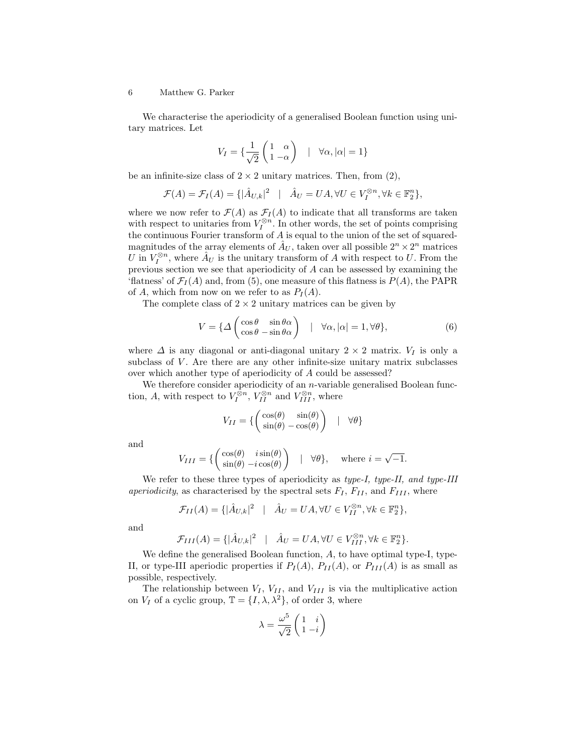We characterise the aperiodicity of a generalised Boolean function using unitary matrices. Let

$$V_I = \{\frac{1}{\sqrt{2}}\begin{pmatrix} 1 & \alpha \\ 1 & -\alpha \end{pmatrix} \quad | \quad \forall \alpha, |\alpha| = 1\}$$

be an infinite-size class of $2 \times 2$ unitary matrices. Then, from (2),

$$\mathcal{F}(A) = \mathcal{F}_I(A) = \{|\hat{A}_{U,k}|^2 \quad | \quad \hat{A}_U = UA, \forall U \in V_I^{\otimes n}, \forall k \in \mathbb{F}_2^n\},$$

where we now refer to $\mathcal{F}(A)$ as $\mathcal{F}_I(A)$ to indicate that all transforms are taken with respect to unitaries from $V_I^{\otimes n}$. In other words, the set of points comprising the continuous Fourier transform of $A$ is equal to the union of the set of squared-magnitudes of the array elements of $\hat{A}_U$, taken over all possible $2^n \times 2^n$ matrices $U$ in $V_I^{\otimes n}$, where $\hat{A}_U$ is the unitary transform of $A$ with respect to $U$. From the previous section we see that aperiodicity of $A$ can be assessed by examining the 'flatness' of $\mathcal{F}_I(A)$ and, from (5), one measure of this flatness is $P(A)$, the PAPR of $A$, which from now on we refer to as $P_I(A)$.

The complete class of $2 \times 2$ unitary matrices can be given by

$$V = \{\Delta \begin{pmatrix} \cos\theta & \sin\theta\alpha \\ \cos\theta & -\sin\theta\alpha \end{pmatrix} \quad | \quad \forall \alpha, |\alpha| = 1, \forall \theta\}, \tag{6}$$

where $\Delta$ is any diagonal or anti-diagonal unitary $2 \times 2$ matrix. $V_I$ is only a subclass of $V$. Are there are any other infinite-size unitary matrix subclasses over which another type of aperiodicity of $A$ could be assessed?

We therefore consider aperiodicity of an $n$-variable generalised Boolean function, $A$, with respect to $V_I^{\otimes n}$, $V_{II}^{\otimes n}$ and $V_{III}^{\otimes n}$, where

$$V_{II} = \{\begin{pmatrix} \cos(\theta) & \sin(\theta) \\ \sin(\theta) & -\cos(\theta) \end{pmatrix} \quad | \quad \forall \theta\}$$

and

$$V_{III} = \{\begin{pmatrix} \cos(\theta) & i\sin(\theta) \\ \sin(\theta) & -i\cos(\theta) \end{pmatrix} \quad | \quad \forall \theta\}, \quad \text{where } i = \sqrt{-1}.$$

We refer to these three types of aperiodicity as *type-I, type-II, and type-III aperiodicity*, as characterised by the spectral sets $F_I$, $F_{II}$, and $F_{III}$, where

$$\mathcal{F}_{II}(A) = \{|\hat{A}_{U,k}|^2 \quad | \quad \hat{A}_U = UA, \forall U \in V_{II}^{\otimes n}, \forall k \in \mathbb{F}_2^n\},$$

and

$$\mathcal{F}_{III}(A) = \{|\hat{A}_{U,k}|^2 \quad | \quad \hat{A}_U = UA, \forall U \in V_{III}^{\otimes n}, \forall k \in \mathbb{F}_2^n\}.$$

We define the generalised Boolean function, $A$, to have optimal type-I, type-II, or type-III aperiodic properties if $P_I(A)$, $P_{II}(A)$, or $P_{III}(A)$ is as small as possible, respectively.

The relationship between $V_I$, $V_{II}$, and $V_{III}$ is via the multiplicative action on $V_I$ of a cyclic group, $\mathbb{T} = \{I, \lambda, \lambda^2\}$, of order 3, where

$$\lambda = \frac{\omega^5}{\sqrt{2}}\begin{pmatrix} 1 & i \\ 1 & -i \end{pmatrix}$$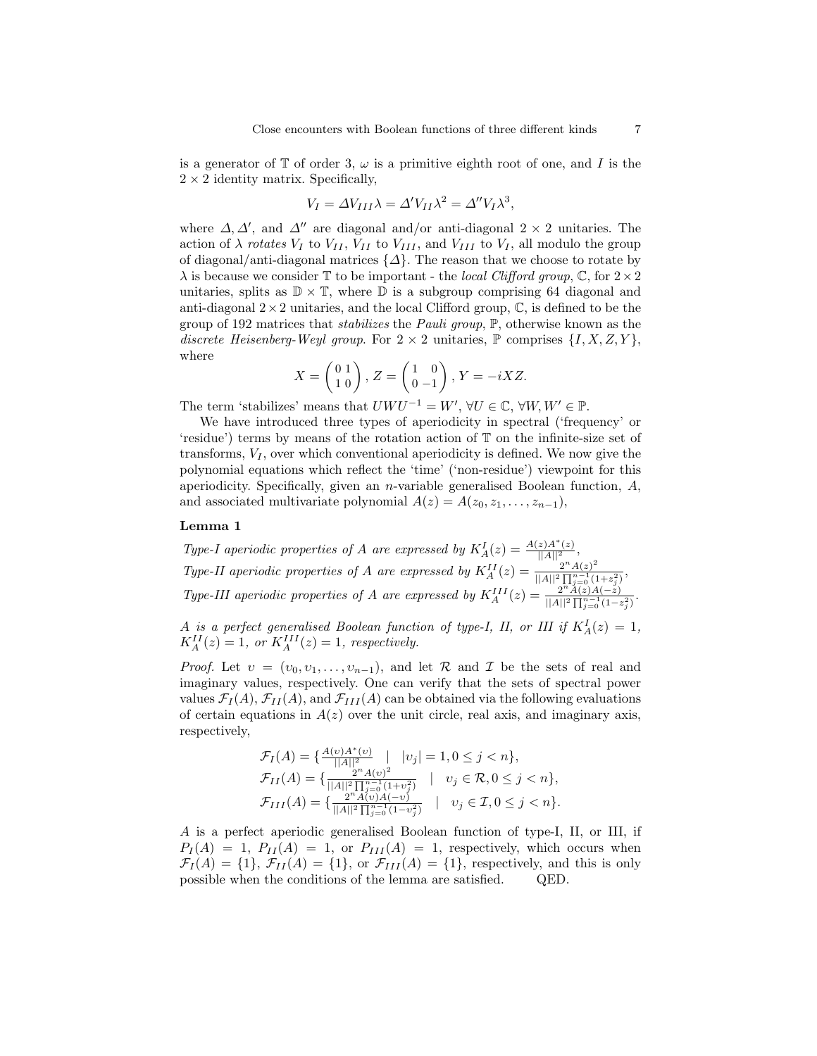is a generator of $\mathbb{T}$ of order 3, $\omega$ is a primitive eighth root of one, and $I$ is the $2 \times 2$ identity matrix. Specifically,

$$V_I = \Delta V_{III} \lambda = \Delta' V_{II} \lambda^2 = \Delta'' V_I \lambda^3,$$

where $\Delta, \Delta'$, and $\Delta''$ are diagonal and/or anti-diagonal $2 \times 2$ unitaries. The action of $\lambda$ *rotates* $V_I$ to $V_{II}$, $V_{II}$ to $V_{III}$, and $V_{III}$ to $V_I$, all modulo the group of diagonal/anti-diagonal matrices $\{\Delta\}$. The reason that we choose to rotate by $\lambda$ is because we consider $\mathbb{T}$ to be important - the *local Clifford group*, $\mathbb{C}$, for $2 \times 2$ unitaries, splits as $\mathbb{D} \times \mathbb{T}$, where $\mathbb{D}$ is a subgroup comprising 64 diagonal and anti-diagonal $2 \times 2$ unitaries, and the local Clifford group, $\mathbb{C}$, is defined to be the group of 192 matrices that *stabilizes* the *Pauli group*, $\mathbb{P}$, otherwise known as the *discrete Heisenberg-Weyl group*. For $2 \times 2$ unitaries, $\mathbb{P}$ comprises $\{I, X, Z, Y\}$, where

$$X = \begin{pmatrix} 0 & 1 \\ 1 & 0 \end{pmatrix}, \; Z = \begin{pmatrix} 1 & 0 \\ 0 & -1 \end{pmatrix}, \; Y = -iXZ.$$

The term 'stabilizes' means that $UWU^{-1} = W'$, $\forall U \in \mathbb{C}$, $\forall W, W' \in \mathbb{P}$.

We have introduced three types of aperiodicity in spectral ('frequency' or 'residue') terms by means of the rotation action of $\mathbb{T}$ on the infinite-size set of transforms, $V_I$, over which conventional aperiodicity is defined. We now give the polynomial equations which reflect the 'time' ('non-residue') viewpoint for this aperiodicity. Specifically, given an $n$-variable generalised Boolean function, $A$, and associated multivariate polynomial $A(z) = A(z_0, z_1, \ldots, z_{n-1})$,

**Lemma 1**

*Type-I aperiodic properties of $A$ are expressed by* $K_A^I(z) = \frac{A(z)A^*(z)}{||A||^2}$,
*Type-II aperiodic properties of $A$ are expressed by* $K_A^{II}(z) = \frac{2^n A(z)^2}{||A||^2 \prod_{j=0}^{n-1}(1+z_j^2)}$,
*Type-III aperiodic properties of $A$ are expressed by* $K_A^{III}(z) = \frac{2^n A(z)A(-z)}{||A||^2 \prod_{j=0}^{n-1}(1-z_j^2)}$.

*$A$ is a perfect generalised Boolean function of type-I, II, or III if $K_A^I(z) = 1$, $K_A^{II}(z) = 1$, or $K_A^{III}(z) = 1$, respectively.*

*Proof.* Let $\upsilon = (\upsilon_0, \upsilon_1, \ldots, \upsilon_{n-1})$, and let $\mathcal{R}$ and $\mathcal{I}$ be the sets of real and imaginary values, respectively. One can verify that the sets of spectral power values $\mathcal{F}_I(A)$, $\mathcal{F}_{II}(A)$, and $\mathcal{F}_{III}(A)$ can be obtained via the following evaluations of certain equations in $A(z)$ over the unit circle, real axis, and imaginary axis, respectively,

$$\mathcal{F}_I(A) = \{\tfrac{A(\upsilon)A^*(\upsilon)}{||A||^2} \quad | \quad |\upsilon_j| = 1, 0 \le j < n\},$$
$$\mathcal{F}_{II}(A) = \{\tfrac{2^n A(\upsilon)^2}{||A||^2 \prod_{j=0}^{n-1}(1+\upsilon_j^2)} \quad | \quad \upsilon_j \in \mathcal{R}, 0 \le j < n\},$$
$$\mathcal{F}_{III}(A) = \{\tfrac{2^n A(\upsilon)A(-\upsilon)}{||A||^2 \prod_{j=0}^{n-1}(1-\upsilon_j^2)} \quad | \quad \upsilon_j \in \mathcal{I}, 0 \le j < n\}.$$

$A$ is a perfect aperiodic generalised Boolean function of type-I, II, or III, if $P_I(A) = 1$, $P_{II}(A) = 1$, or $P_{III}(A) = 1$, respectively, which occurs when $\mathcal{F}_I(A) = \{1\}$, $\mathcal{F}_{II}(A) = \{1\}$, or $\mathcal{F}_{III}(A) = \{1\}$, respectively, and this is only possible when the conditions of the lemma are satisfied. QED.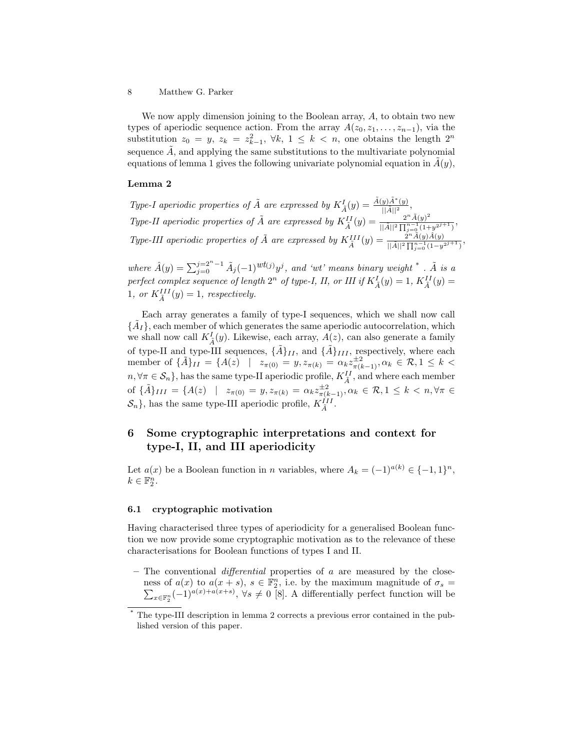We now apply dimension joining to the Boolean array, $A$, to obtain two new types of aperiodic sequence action. From the array $A(z_0, z_1, \ldots, z_{n-1})$, via the substitution $z_0 = y$, $z_k = z_{k-1}^2$, $\forall k$, $1 \leq k < n$, one obtains the length $2^n$ sequence $\tilde{A}$, and applying the same substitutions to the multivariate polynomial equations of lemma 1 gives the following univariate polynomial equation in $\tilde{A}(y)$,

**Lemma 2**

*Type-I aperiodic properties of* $\tilde{A}$ *are expressed by* $K_{\tilde{A}}^{I}(y) = \frac{\tilde{A}(y)\tilde{A}^*(y)}{||\tilde{A}||^2}$,
*Type-II aperiodic properties of* $\tilde{A}$ *are expressed by* $K_{\tilde{A}}^{II}(y) = \frac{2^n \tilde{A}(y)^2}{||\tilde{A}||^2 \prod_{j=0}^{n-1}(1+y^{2^{j+1}})}$,
*Type-III aperiodic properties of* $\tilde{A}$ *are expressed by* $K_{\tilde{A}}^{III}(y) = \frac{2^n \tilde{A}(y)\hat{A}(y)}{||\tilde{A}||^2 \prod_{j=0}^{n-1}(1-y^{2^{j+1}})}$,

*where* $\hat{A}(y) = \sum_{j=0}^{j=2^n-1} \tilde{A}_j (-1)^{wt(j)} y^j$, *and 'wt' means binary weight* * . $\tilde{A}$ *is a perfect complex sequence of length* $2^n$ *of type-I, II, or III if* $K_{\tilde{A}}^{I}(y) = 1$, $K_{\tilde{A}}^{II}(y) = 1$, *or* $K_{\tilde{A}}^{III}(y) = 1$, *respectively.*

Each array generates a family of type-I sequences, which we shall now call $\{\tilde{A}_I\}$, each member of which generates the same aperiodic autocorrelation, which we shall now call $K_{\tilde{A}}^{I}(y)$. Likewise, each array, $A(z)$, can also generate a family of type-II and type-III sequences, $\{\tilde{A}\}_{II}$, and $\{\tilde{A}\}_{III}$, respectively, where each member of $\{\tilde{A}\}_{II} = \{A(z) \mid z_{\pi(0)} = y, z_{\pi(k)} = \alpha_k z_{\pi(k-1)}^{\pm 2}, \alpha_k \in \mathcal{R}, 1 \leq k < n, \forall \pi \in \mathcal{S}_n\}$, has the same type-II aperiodic profile, $K_{\tilde{A}}^{II}$, and where each member of $\{\tilde{A}\}_{III} = \{A(z) \mid z_{\pi(0)} = y, z_{\pi(k)} = \alpha_k z_{\pi(k-1)}^{\pm 2}, \alpha_k \in \mathcal{R}, 1 \leq k < n, \forall \pi \in \mathcal{S}_n\}$, has the same type-III aperiodic profile, $K_{\tilde{A}}^{III}$.

## 6 Some cryptographic interpretations and context for type-I, II, and III aperiodicity

Let $a(x)$ be a Boolean function in $n$ variables, where $A_k = (-1)^{a(k)} \in \{-1, 1\}^n$, $k \in \mathbb{F}_2^n$.

### 6.1 cryptographic motivation

Having characterised three types of aperiodicity for a generalised Boolean function we now provide some cryptographic motivation as to the relevance of these characterisations for Boolean functions of types I and II.

– The conventional *differential* properties of $a$ are measured by the closeness of $a(x)$ to $a(x + s)$, $s \in \mathbb{F}_2^n$, i.e. by the maximum magnitude of $\sigma_s = \sum_{x \in \mathbb{F}_2^n} (-1)^{a(x)+a(x+s)}$, $\forall s \neq 0$ [8]. A differentially perfect function will be

* The type-III description in lemma 2 corrects a previous error contained in the published version of this paper.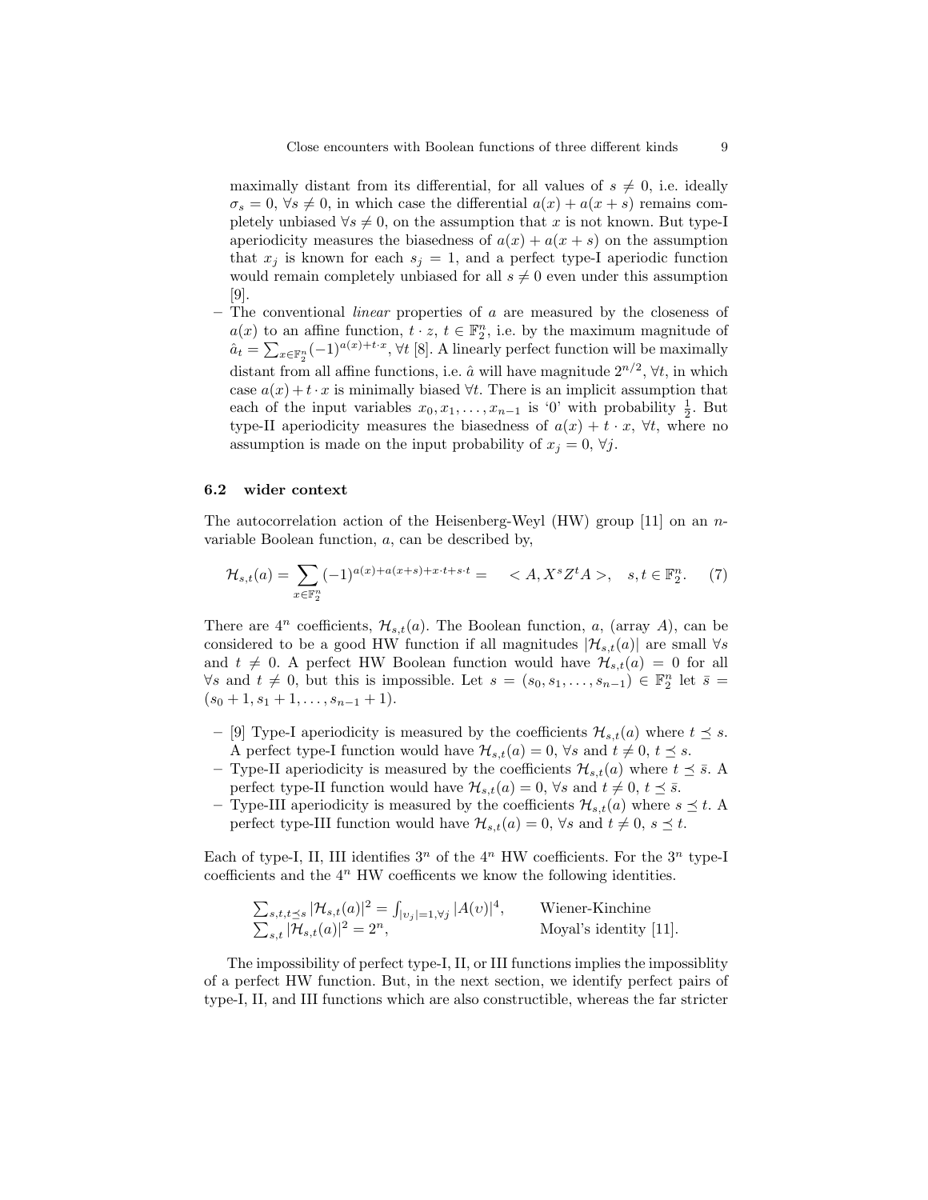maximally distant from its differential, for all values of $s \neq 0$, i.e. ideally $\sigma_s = 0$, $\forall s \neq 0$, in which case the differential $a(x) + a(x + s)$ remains completely unbiased $\forall s \neq 0$, on the assumption that $x$ is not known. But type-I aperiodicity measures the biasedness of $a(x) + a(x + s)$ on the assumption that $x_j$ is known for each $s_j = 1$, and a perfect type-I aperiodic function would remain completely unbiased for all $s \neq 0$ even under this assumption [9].

- The conventional *linear* properties of $a$ are measured by the closeness of $a(x)$ to an affine function, $t \cdot z$, $t \in \mathbb{F}_2^n$, i.e. by the maximum magnitude of $\hat{a}_t = \sum_{x \in \mathbb{F}_2^n} (-1)^{a(x)+t \cdot x}$, $\forall t$ [8]. A linearly perfect function will be maximally distant from all affine functions, i.e. $\hat{a}$ will have magnitude $2^{n/2}$, $\forall t$, in which case $a(x) + t \cdot x$ is minimally biased $\forall t$. There is an implicit assumption that each of the input variables $x_0, x_1, \ldots, x_{n-1}$ is '0' with probability $\frac{1}{2}$. But type-II aperiodicity measures the biasedness of $a(x) + t \cdot x$, $\forall t$, where no assumption is made on the input probability of $x_j = 0$, $\forall j$.

### 6.2 wider context

The autocorrelation action of the Heisenberg-Weyl (HW) group [11] on an $n$-variable Boolean function, $a$, can be described by,

$$\mathcal{H}_{s,t}(a) = \sum_{x \in \mathbb{F}_2^n} (-1)^{a(x)+a(x+s)+x \cdot t + s \cdot t} = \quad < A, X^s Z^t A >, \quad s,t \in \mathbb{F}_2^n. \qquad (7)$$

There are $4^n$ coefficients, $\mathcal{H}_{s,t}(a)$. The Boolean function, $a$, (array $A$), can be considered to be a good HW function if all magnitudes $|\mathcal{H}_{s,t}(a)|$ are small $\forall s$ and $t \neq 0$. A perfect HW Boolean function would have $\mathcal{H}_{s,t}(a) = 0$ for all $\forall s$ and $t \neq 0$, but this is impossible. Let $s = (s_0, s_1, \ldots, s_{n-1}) \in \mathbb{F}_2^n$ let $\bar{s} = (s_0 + 1, s_1 + 1, \ldots, s_{n-1} + 1)$.

- [9] Type-I aperiodicity is measured by the coefficients $\mathcal{H}_{s,t}(a)$ where $t \preceq s$. A perfect type-I function would have $\mathcal{H}_{s,t}(a) = 0$, $\forall s$ and $t \neq 0$, $t \preceq s$.
- Type-II aperiodicity is measured by the coefficients $\mathcal{H}_{s,t}(a)$ where $t \preceq \bar{s}$. A perfect type-II function would have $\mathcal{H}_{s,t}(a) = 0$, $\forall s$ and $t \neq 0$, $t \preceq \bar{s}$.
- Type-III aperiodicity is measured by the coefficients $\mathcal{H}_{s,t}(a)$ where $s \preceq t$. A perfect type-III function would have $\mathcal{H}_{s,t}(a) = 0$, $\forall s$ and $t \neq 0$, $s \preceq t$.

Each of type-I, II, III identifies $3^n$ of the $4^n$ HW coefficients. For the $3^n$ type-I coefficients and the $4^n$ HW coefficents we know the following identities.

$$\sum_{s,t,t \preceq s} |\mathcal{H}_{s,t}(a)|^2 = \int_{|\upsilon_j|=1,\forall j} |A(\upsilon)|^4, \qquad \text{Wiener-Kinchine}$$
$$\sum_{s,t} |\mathcal{H}_{s,t}(a)|^2 = 2^n, \qquad \text{Moyal's identity [11].}$$

The impossibility of perfect type-I, II, or III functions implies the impossiblity of a perfect HW function. But, in the next section, we identify perfect pairs of type-I, II, and III functions which are also constructible, whereas the far stricter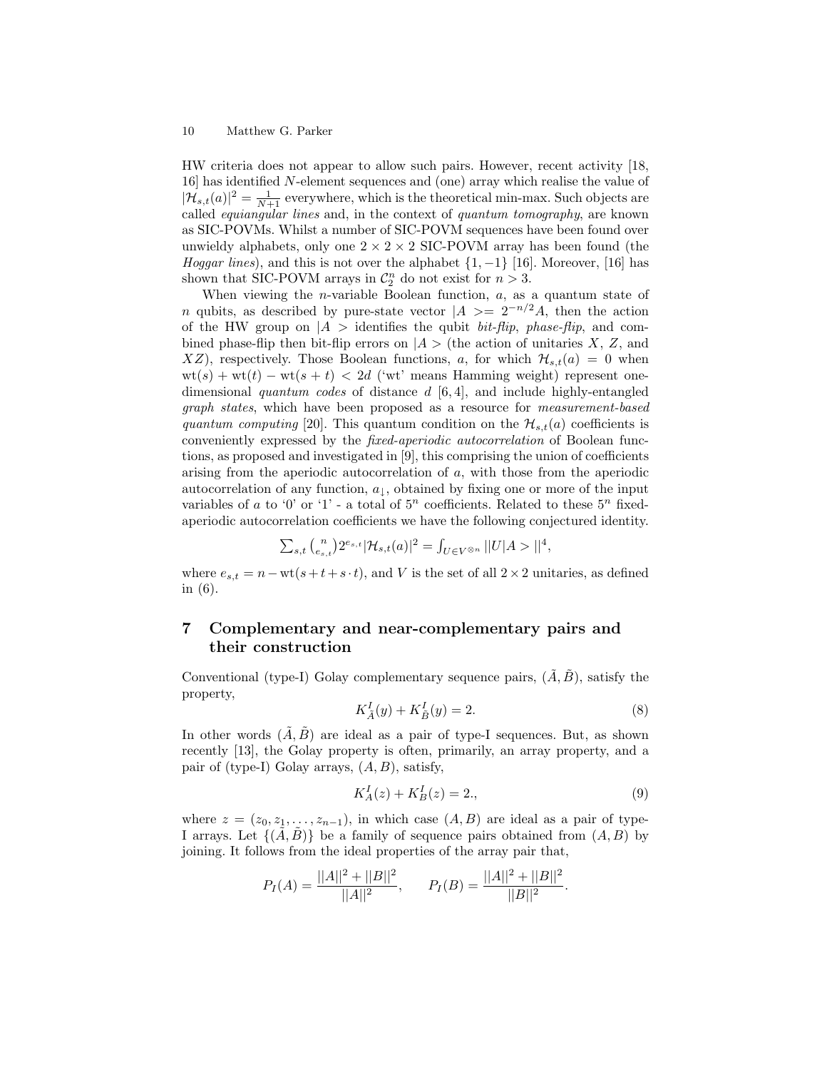HW criteria does not appear to allow such pairs. However, recent activity [18, 16] has identified $N$-element sequences and (one) array which realise the value of $|\mathcal{H}_{s,t}(a)|^2 = \frac{1}{N+1}$ everywhere, which is the theoretical min-max. Such objects are called *equiangular lines* and, in the context of *quantum tomography*, are known as SIC-POVMs. Whilst a number of SIC-POVM sequences have been found over unwieldy alphabets, only one $2 \times 2 \times 2$ SIC-POVM array has been found (the *Hoggar lines*), and this is not over the alphabet $\{1, -1\}$ [16]. Moreover, [16] has shown that SIC-POVM arrays in $\mathcal{C}_2^n$ do not exist for $n > 3$.

When viewing the $n$-variable Boolean function, $a$, as a quantum state of $n$ qubits, as described by pure-state vector $|A> = 2^{-n/2}A$, then the action of the HW group on $|A>$ identifies the qubit *bit-flip*, *phase-flip*, and combined phase-flip then bit-flip errors on $|A>$ (the action of unitaries $X$, $Z$, and $XZ$), respectively. Those Boolean functions, $a$, for which $\mathcal{H}_{s,t}(a) = 0$ when $\text{wt}(s) + \text{wt}(t) - \text{wt}(s+t) < 2d$ ('wt' means Hamming weight) represent one-dimensional *quantum codes* of distance $d$ [6, 4], and include highly-entangled *graph states*, which have been proposed as a resource for *measurement-based quantum computing* [20]. This quantum condition on the $\mathcal{H}_{s,t}(a)$ coefficients is conveniently expressed by the *fixed-aperiodic autocorrelation* of Boolean functions, as proposed and investigated in [9], this comprising the union of coefficients arising from the aperiodic autocorrelation of $a$, with those from the aperiodic autocorrelation of any function, $a_{\downarrow}$, obtained by fixing one or more of the input variables of $a$ to '0' or '1' - a total of $5^n$ coefficients. Related to these $5^n$ fixed-aperiodic autocorrelation coefficients we have the following conjectured identity.

$$\sum_{s,t} \binom{n}{e_{s,t}} 2^{e_{s,t}} |\mathcal{H}_{s,t}(a)|^2 = \int_{U \in V^{\otimes n}} ||U|A>||^4,$$

where $e_{s,t} = n - \text{wt}(s + t + s \cdot t)$, and $V$ is the set of all $2 \times 2$ unitaries, as defined in (6).

## 7 Complementary and near-complementary pairs and their construction

Conventional (type-I) Golay complementary sequence pairs, $(\tilde{A}, \tilde{B})$, satisfy the property,

$$K^I_{\tilde{A}}(y) + K^I_{\tilde{B}}(y) = 2. \tag{8}$$

In other words $(\tilde{A}, \tilde{B})$ are ideal as a pair of type-I sequences. But, as shown recently [13], the Golay property is often, primarily, an array property, and a pair of (type-I) Golay arrays, $(A, B)$, satisfy,

$$K^I_A(z) + K^I_B(z) = 2., \tag{9}$$

where $z = (z_0, z_1, \ldots, z_{n-1})$, in which case $(A, B)$ are ideal as a pair of type-I arrays. Let $\{(\tilde{A}, \tilde{B})\}$ be a family of sequence pairs obtained from $(A, B)$ by joining. It follows from the ideal properties of the array pair that,

$$P_I(A) = \frac{||A||^2 + ||B||^2}{||A||^2}, \qquad P_I(B) = \frac{||A||^2 + ||B||^2}{||B||^2}.$$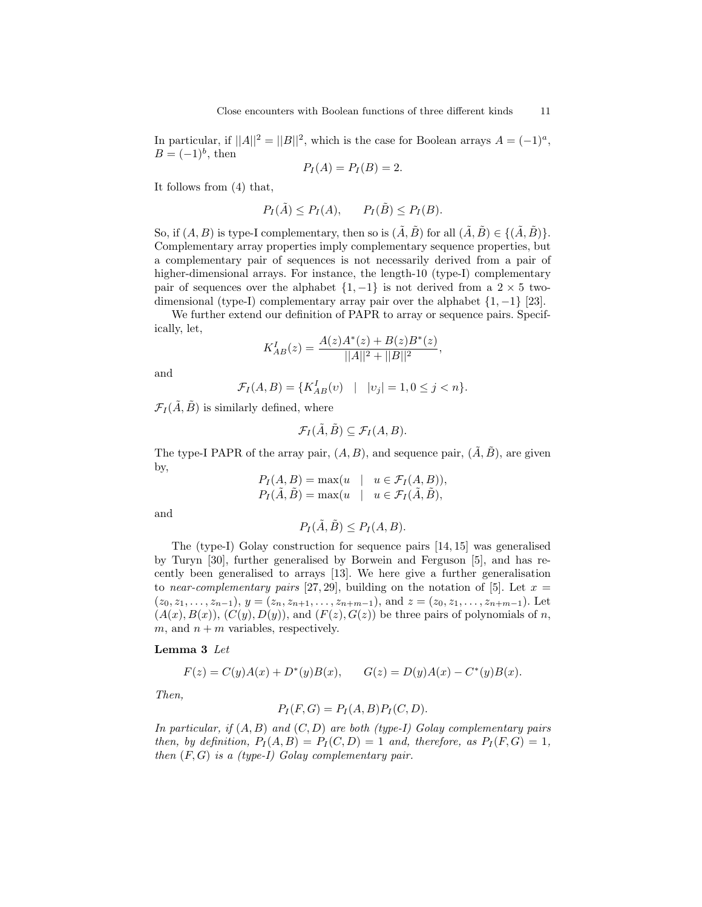In particular, if $||A||^2 = ||B||^2$, which is the case for Boolean arrays $A = (-1)^a$, $B = (-1)^b$, then

$$P_I(A) = P_I(B) = 2.$$

It follows from (4) that,

$$P_I(\tilde{A}) \leq P_I(A), \qquad P_I(\tilde{B}) \leq P_I(B).$$

So, if $(A, B)$ is type-I complementary, then so is $(\tilde{A}, \tilde{B})$ for all $(\tilde{A}, \tilde{B}) \in \{(\tilde{A}, \tilde{B})\}$. Complementary array properties imply complementary sequence properties, but a complementary pair of sequences is not necessarily derived from a pair of higher-dimensional arrays. For instance, the length-10 (type-I) complementary pair of sequences over the alphabet $\{1, -1\}$ is not derived from a $2 \times 5$ two-dimensional (type-I) complementary array pair over the alphabet $\{1, -1\}$ [23].

We further extend our definition of PAPR to array or sequence pairs. Specifically, let,

$$K^I_{AB}(z) = \frac{A(z)A^*(z) + B(z)B^*(z)}{||A||^2 + ||B||^2},$$

and

$$\mathcal{F}_I(A, B) = \{K^I_{AB}(\upsilon) \quad | \quad |\upsilon_j| = 1, 0 \leq j < n\}.$$

$\mathcal{F}_I(\tilde{A}, \tilde{B})$ is similarly defined, where

$$\mathcal{F}_I(\tilde{A}, \tilde{B}) \subseteq \mathcal{F}_I(A, B).$$

The type-I PAPR of the array pair, $(A, B)$, and sequence pair, $(\tilde{A}, \tilde{B})$, are given by,

$$P_I(A, B) = \max(u \quad | \quad u \in \mathcal{F}_I(A, B)),$$
$$P_I(\tilde{A}, \tilde{B}) = \max(u \quad | \quad u \in \mathcal{F}_I(\tilde{A}, \tilde{B}),$$

and

$$P_I(\tilde{A}, \tilde{B}) \leq P_I(A, B).$$

The (type-I) Golay construction for sequence pairs [14, 15] was generalised by Turyn [30], further generalised by Borwein and Ferguson [5], and has recently been generalised to arrays [13]. We here give a further generalisation to *near-complementary pairs* [27, 29], building on the notation of [5]. Let $x = (z_0, z_1, \ldots, z_{n-1})$, $y = (z_n, z_{n+1}, \ldots, z_{n+m-1})$, and $z = (z_0, z_1, \ldots, z_{n+m-1})$. Let $(A(x), B(x))$, $(C(y), D(y))$, and $(F(z), G(z))$ be three pairs of polynomials of $n$, $m$, and $n + m$ variables, respectively.

**Lemma 3** *Let*

$$F(z) = C(y)A(x) + D^*(y)B(x), \qquad G(z) = D(y)A(x) - C^*(y)B(x).$$

*Then,*

$$P_I(F, G) = P_I(A, B)P_I(C, D).$$

*In particular, if $(A, B)$ and $(C, D)$ are both (type-I) Golay complementary pairs then, by definition, $P_I(A, B) = P_I(C, D) = 1$ and, therefore, as $P_I(F, G) = 1$, then $(F, G)$ is a (type-I) Golay complementary pair.*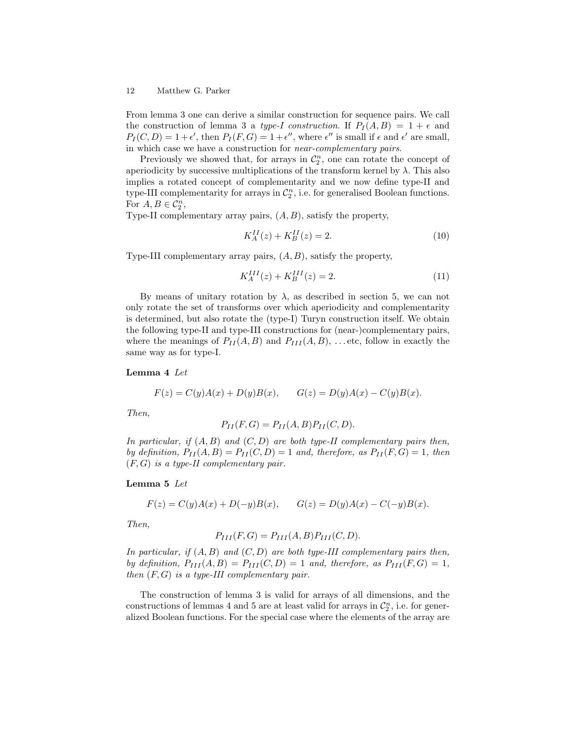From lemma 3 one can derive a similar construction for sequence pairs. We call the construction of lemma 3 a *type-I construction*. If $P_I(A, B) = 1 + \epsilon$ and $P_I(C, D) = 1 + \epsilon'$, then $P_I(F, G) = 1 + \epsilon''$, where $\epsilon''$ is small if $\epsilon$ and $\epsilon'$ are small, in which case we have a construction for *near-complementary pairs*.

Previously we showed that, for arrays in $\mathcal{C}_2^n$, one can rotate the concept of aperiodicity by successive multiplications of the transform kernel by $\lambda$. This also implies a rotated concept of complementarity and we now define type-II and type-III complementarity for arrays in $\mathcal{C}_2^n$, i.e. for generalised Boolean functions. For $A, B \in \mathcal{C}_2^n$,
Type-II complementary array pairs, $(A, B)$, satisfy the property,

$$K_A^{II}(z) + K_B^{II}(z) = 2. \tag{10}$$

Type-III complementary array pairs, $(A, B)$, satisfy the property,

$$K_A^{III}(z) + K_B^{III}(z) = 2. \tag{11}$$

By means of unitary rotation by $\lambda$, as described in section 5, we can not only rotate the set of transforms over which aperiodicity and complementarity is determined, but also rotate the (type-I) Turyn construction itself. We obtain the following type-II and type-III constructions for (near-)complementary pairs, where the meanings of $P_{II}(A, B)$ and $P_{III}(A, B)$, ...etc, follow in exactly the same way as for type-I.

**Lemma 4** *Let*

$$F(z) = C(y)A(x) + D(y)B(x), \qquad G(z) = D(y)A(x) - C(y)B(x).$$

*Then,*

$$P_{II}(F, G) = P_{II}(A, B)P_{II}(C, D).$$

*In particular, if $(A, B)$ and $(C, D)$ are both type-II complementary pairs then, by definition, $P_{II}(A, B) = P_{II}(C, D) = 1$ and, therefore, as $P_{II}(F, G) = 1$, then $(F, G)$ is a type-II complementary pair.*

**Lemma 5** *Let*

$$F(z) = C(y)A(x) + D(-y)B(x), \qquad G(z) = D(y)A(x) - C(-y)B(x).$$

*Then,*

$$P_{III}(F, G) = P_{III}(A, B)P_{III}(C, D).$$

*In particular, if $(A, B)$ and $(C, D)$ are both type-III complementary pairs then, by definition, $P_{III}(A, B) = P_{III}(C, D) = 1$ and, therefore, as $P_{III}(F, G) = 1$, then $(F, G)$ is a type-III complementary pair.*

The construction of lemma 3 is valid for arrays of all dimensions, and the constructions of lemmas 4 and 5 are at least valid for arrays in $\mathcal{C}_2^n$, i.e. for generalized Boolean functions. For the special case where the elements of the array are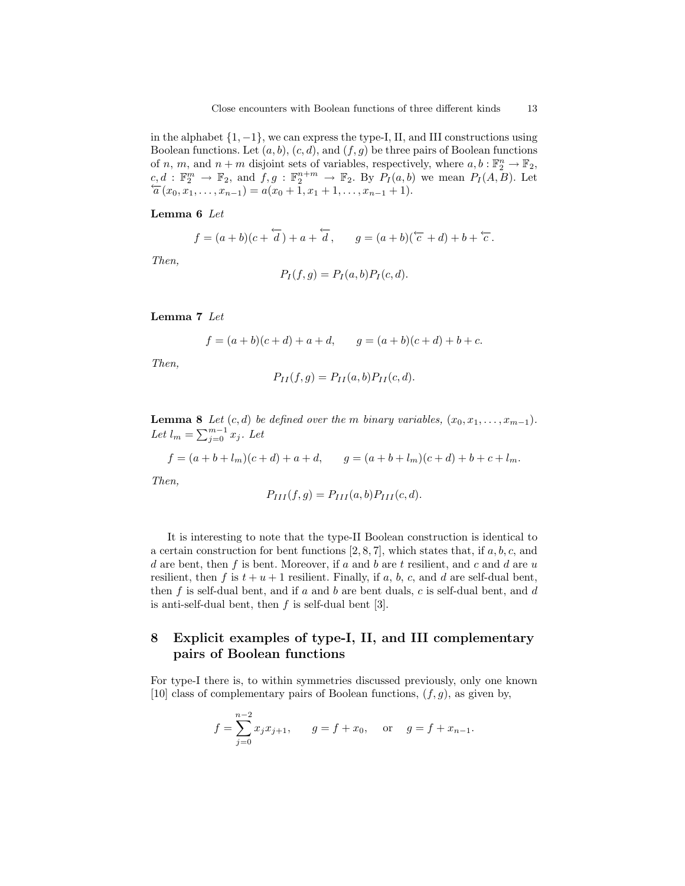in the alphabet $\{1, -1\}$, we can express the type-I, II, and III constructions using Boolean functions. Let $(a, b)$, $(c, d)$, and $(f, g)$ be three pairs of Boolean functions of $n$, $m$, and $n + m$ disjoint sets of variables, respectively, where $a, b : \mathbb{F}_2^n \to \mathbb{F}_2$, $c, d : \mathbb{F}_2^m \to \mathbb{F}_2$, and $f, g : \mathbb{F}_2^{n+m} \to \mathbb{F}_2$. By $P_I(a, b)$ we mean $P_I(A, B)$. Let $\overleftarrow{a}(x_0, x_1, \ldots, x_{n-1}) = a(x_0 + 1, x_1 + 1, \ldots, x_{n-1} + 1)$.

**Lemma 6** *Let*

$$f = (a + b)(c + \overleftarrow{d}) + a + \overleftarrow{d}, \qquad g = (a + b)(\overleftarrow{c} + d) + b + \overleftarrow{c}.$$

*Then,*

$$P_I(f, g) = P_I(a, b)P_I(c, d).$$

**Lemma 7** *Let*

$$f = (a + b)(c + d) + a + d, \qquad g = (a + b)(c + d) + b + c.$$

*Then,*

$$P_{II}(f, g) = P_{II}(a, b)P_{II}(c, d).$$

**Lemma 8** *Let $(c, d)$ be defined over the $m$ binary variables, $(x_0, x_1, \ldots, x_{m-1})$. Let $l_m = \sum_{j=0}^{m-1} x_j$. Let*

$$f = (a + b + l_m)(c + d) + a + d, \qquad g = (a + b + l_m)(c + d) + b + c + l_m.$$

*Then,*

$$P_{III}(f, g) = P_{III}(a, b)P_{III}(c, d).$$

It is interesting to note that the type-II Boolean construction is identical to a certain construction for bent functions [2, 8, 7], which states that, if $a, b, c$, and $d$ are bent, then $f$ is bent. Moreover, if $a$ and $b$ are $t$ resilient, and $c$ and $d$ are $u$ resilient, then $f$ is $t + u + 1$ resilient. Finally, if $a$, $b$, $c$, and $d$ are self-dual bent, then $f$ is self-dual bent, and if $a$ and $b$ are bent duals, $c$ is self-dual bent, and $d$ is anti-self-dual bent, then $f$ is self-dual bent [3].

## 8 Explicit examples of type-I, II, and III complementary pairs of Boolean functions

For type-I there is, to within symmetries discussed previously, only one known [10] class of complementary pairs of Boolean functions, $(f, g)$, as given by,

$$f = \sum_{j=0}^{n-2} x_j x_{j+1}, \qquad g = f + x_0, \quad \text{or} \quad g = f + x_{n-1}.$$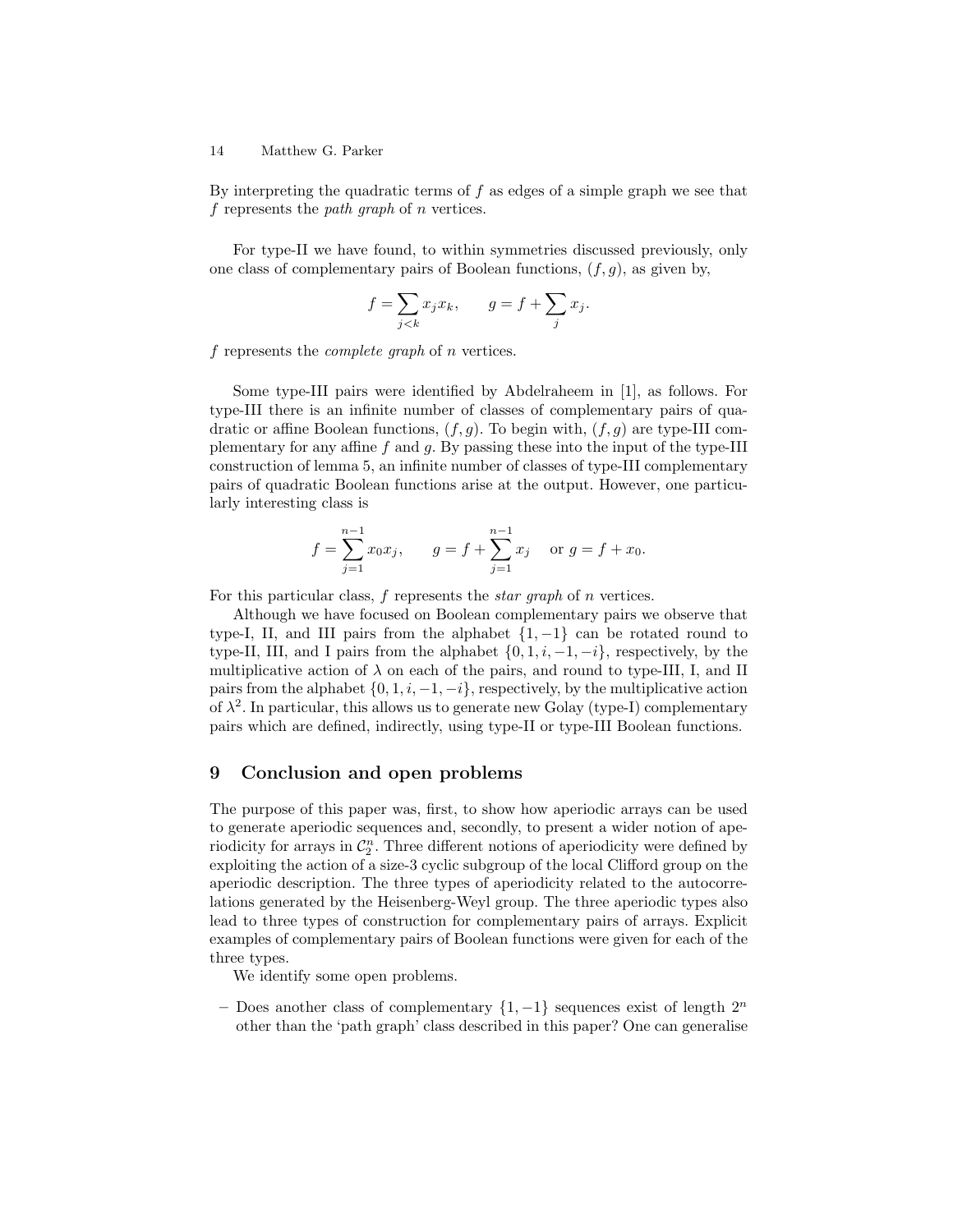By interpreting the quadratic terms of $f$ as edges of a simple graph we see that $f$ represents the *path graph* of $n$ vertices.

For type-II we have found, to within symmetries discussed previously, only one class of complementary pairs of Boolean functions, $(f, g)$, as given by,

$$f = \sum_{j<k} x_j x_k, \qquad g = f + \sum_j x_j.$$

$f$ represents the *complete graph* of $n$ vertices.

Some type-III pairs were identified by Abdelraheem in [1], as follows. For type-III there is an infinite number of classes of complementary pairs of quadratic or affine Boolean functions, $(f, g)$. To begin with, $(f, g)$ are type-III complementary for any affine $f$ and $g$. By passing these into the input of the type-III construction of lemma 5, an infinite number of classes of type-III complementary pairs of quadratic Boolean functions arise at the output. However, one particularly interesting class is

$$f = \sum_{j=1}^{n-1} x_0 x_j, \qquad g = f + \sum_{j=1}^{n-1} x_j \quad \text{or } g = f + x_0.$$

For this particular class, $f$ represents the *star graph* of $n$ vertices.

Although we have focused on Boolean complementary pairs we observe that type-I, II, and III pairs from the alphabet $\{1, -1\}$ can be rotated round to type-II, III, and I pairs from the alphabet $\{0, 1, i, -1, -i\}$, respectively, by the multiplicative action of $\lambda$ on each of the pairs, and round to type-III, I, and II pairs from the alphabet $\{0, 1, i, -1, -i\}$, respectively, by the multiplicative action of $\lambda^2$. In particular, this allows us to generate new Golay (type-I) complementary pairs which are defined, indirectly, using type-II or type-III Boolean functions.

## 9 Conclusion and open problems

The purpose of this paper was, first, to show how aperiodic arrays can be used to generate aperiodic sequences and, secondly, to present a wider notion of aperiodicity for arrays in $\mathcal{C}_2^n$. Three different notions of aperiodicity were defined by exploiting the action of a size-3 cyclic subgroup of the local Clifford group on the aperiodic description. The three types of aperiodicity related to the autocorrelations generated by the Heisenberg-Weyl group. The three aperiodic types also lead to three types of construction for complementary pairs of arrays. Explicit examples of complementary pairs of Boolean functions were given for each of the three types.

We identify some open problems.

- Does another class of complementary $\{1, -1\}$ sequences exist of length $2^n$ other than the 'path graph' class described in this paper? One can generalise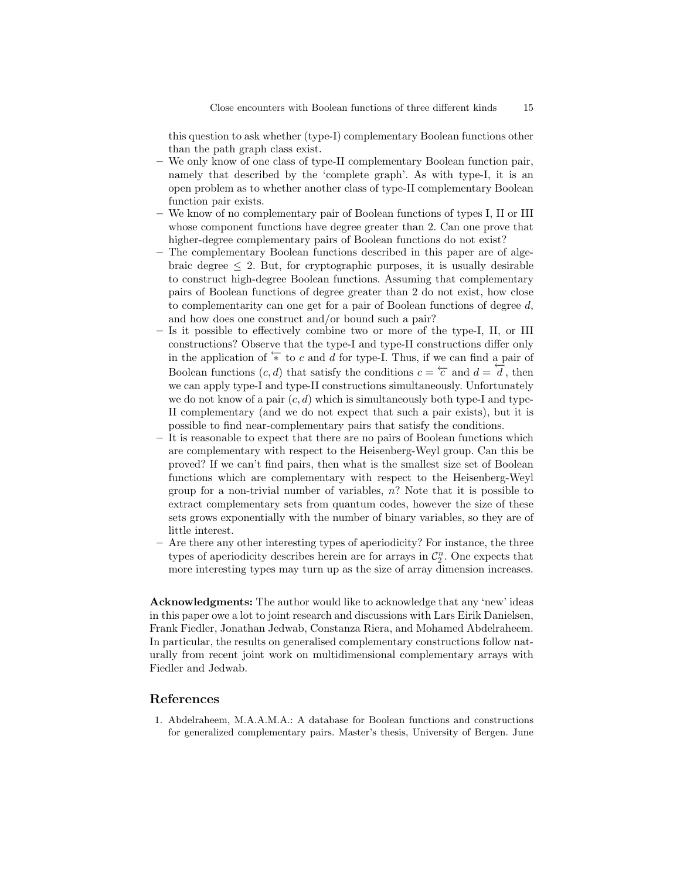this question to ask whether (type-I) complementary Boolean functions other than the path graph class exist.

- We only know of one class of type-II complementary Boolean function pair, namely that described by the 'complete graph'. As with type-I, it is an open problem as to whether another class of type-II complementary Boolean function pair exists.
- We know of no complementary pair of Boolean functions of types I, II or III whose component functions have degree greater than 2. Can one prove that higher-degree complementary pairs of Boolean functions do not exist?
- The complementary Boolean functions described in this paper are of algebraic degree $\leq 2$. But, for cryptographic purposes, it is usually desirable to construct high-degree Boolean functions. Assuming that complementary pairs of Boolean functions of degree greater than 2 do not exist, how close to complementarity can one get for a pair of Boolean functions of degree $d$, and how does one construct and/or bound such a pair?
- Is it possible to effectively combine two or more of the type-I, II, or III constructions? Observe that the type-I and type-II constructions differ only in the application of $\overleftarrow{*}$ to $c$ and $d$ for type-I. Thus, if we can find a pair of Boolean functions $(c, d)$ that satisfy the conditions $c = \overleftarrow{c}$ and $d = \overleftarrow{d}$, then we can apply type-I and type-II constructions simultaneously. Unfortunately we do not know of a pair $(c, d)$ which is simultaneously both type-I and type-II complementary (and we do not expect that such a pair exists), but it is possible to find near-complementary pairs that satisfy the conditions.
- It is reasonable to expect that there are no pairs of Boolean functions which are complementary with respect to the Heisenberg-Weyl group. Can this be proved? If we can't find pairs, then what is the smallest size set of Boolean functions which are complementary with respect to the Heisenberg-Weyl group for a non-trivial number of variables, $n$? Note that it is possible to extract complementary sets from quantum codes, however the size of these sets grows exponentially with the number of binary variables, so they are of little interest.
- Are there any other interesting types of aperiodicity? For instance, the three types of aperiodicity describes herein are for arrays in $\mathcal{C}_2^n$. One expects that more interesting types may turn up as the size of array dimension increases.

**Acknowledgments:** The author would like to acknowledge that any 'new' ideas in this paper owe a lot to joint research and discussions with Lars Eirik Danielsen, Frank Fiedler, Jonathan Jedwab, Constanza Riera, and Mohamed Abdelraheem. In particular, the results on generalised complementary constructions follow naturally from recent joint work on multidimensional complementary arrays with Fiedler and Jedwab.

## References

1. Abdelraheem, M.A.A.M.A.: A database for Boolean functions and constructions for generalized complementary pairs. Master's thesis, University of Bergen. June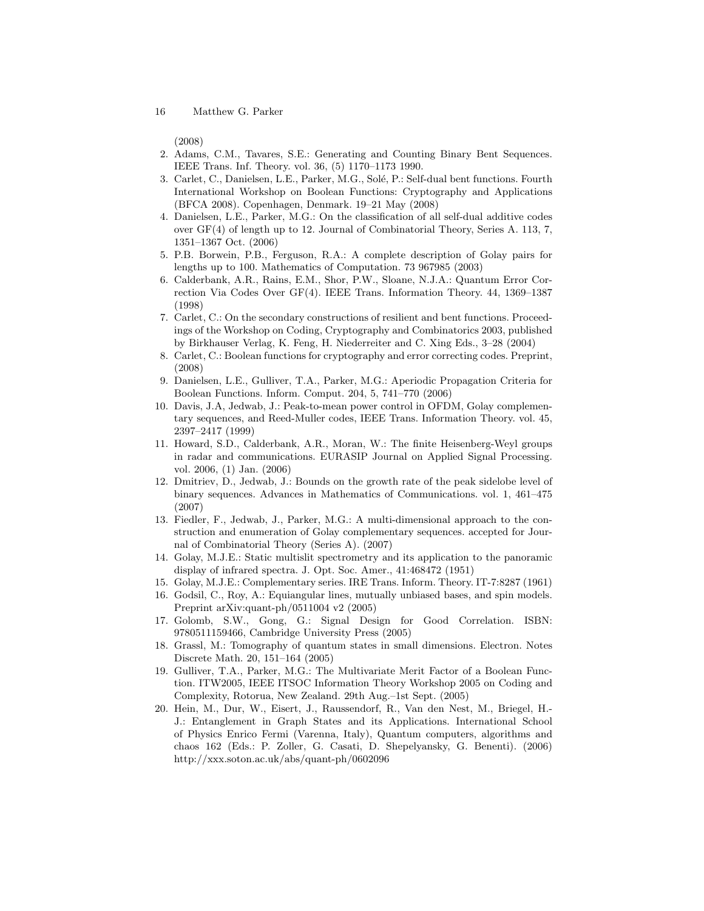(2008)

2. Adams, C.M., Tavares, S.E.: Generating and Counting Binary Bent Sequences. IEEE Trans. Inf. Theory. vol. 36, (5) 1170–1173 1990.
3. Carlet, C., Danielsen, L.E., Parker, M.G., Solé, P.: Self-dual bent functions. Fourth International Workshop on Boolean Functions: Cryptography and Applications (BFCA 2008). Copenhagen, Denmark. 19–21 May (2008)
4. Danielsen, L.E., Parker, M.G.: On the classification of all self-dual additive codes over GF(4) of length up to 12. Journal of Combinatorial Theory, Series A. 113, 7, 1351–1367 Oct. (2006)
5. P.B. Borwein, P.B., Ferguson, R.A.: A complete description of Golay pairs for lengths up to 100. Mathematics of Computation. 73 967985 (2003)
6. Calderbank, A.R., Rains, E.M., Shor, P.W., Sloane, N.J.A.: Quantum Error Correction Via Codes Over GF(4). IEEE Trans. Information Theory. 44, 1369–1387 (1998)
7. Carlet, C.: On the secondary constructions of resilient and bent functions. Proceedings of the Workshop on Coding, Cryptography and Combinatorics 2003, published by Birkhauser Verlag, K. Feng, H. Niederreiter and C. Xing Eds., 3–28 (2004)
8. Carlet, C.: Boolean functions for cryptography and error correcting codes. Preprint, (2008)
9. Danielsen, L.E., Gulliver, T.A., Parker, M.G.: Aperiodic Propagation Criteria for Boolean Functions. Inform. Comput. 204, 5, 741–770 (2006)
10. Davis, J.A, Jedwab, J.: Peak-to-mean power control in OFDM, Golay complementary sequences, and Reed-Muller codes, IEEE Trans. Information Theory. vol. 45, 2397–2417 (1999)
11. Howard, S.D., Calderbank, A.R., Moran, W.: The finite Heisenberg-Weyl groups in radar and communications. EURASIP Journal on Applied Signal Processing. vol. 2006, (1) Jan. (2006)
12. Dmitriev, D., Jedwab, J.: Bounds on the growth rate of the peak sidelobe level of binary sequences. Advances in Mathematics of Communications. vol. 1, 461–475 (2007)
13. Fiedler, F., Jedwab, J., Parker, M.G.: A multi-dimensional approach to the construction and enumeration of Golay complementary sequences. accepted for Journal of Combinatorial Theory (Series A). (2007)
14. Golay, M.J.E.: Static multislit spectrometry and its application to the panoramic display of infrared spectra. J. Opt. Soc. Amer., 41:468472 (1951)
15. Golay, M.J.E.: Complementary series. IRE Trans. Inform. Theory. IT-7:8287 (1961)
16. Godsil, C., Roy, A.: Equiangular lines, mutually unbiased bases, and spin models. Preprint arXiv:quant-ph/0511004 v2 (2005)
17. Golomb, S.W., Gong, G.: Signal Design for Good Correlation. ISBN: 9780511159466, Cambridge University Press (2005)
18. Grassl, M.: Tomography of quantum states in small dimensions. Electron. Notes Discrete Math. 20, 151–164 (2005)
19. Gulliver, T.A., Parker, M.G.: The Multivariate Merit Factor of a Boolean Function. ITW2005, IEEE ITSOC Information Theory Workshop 2005 on Coding and Complexity, Rotorua, New Zealand. 29th Aug.–1st Sept. (2005)
20. Hein, M., Dur, W., Eisert, J., Raussendorf, R., Van den Nest, M., Briegel, H.-J.: Entanglement in Graph States and its Applications. International School of Physics Enrico Fermi (Varenna, Italy), Quantum computers, algorithms and chaos 162 (Eds.: P. Zoller, G. Casati, D. Shepelyansky, G. Benenti). (2006) http://xxx.soton.ac.uk/abs/quant-ph/0602096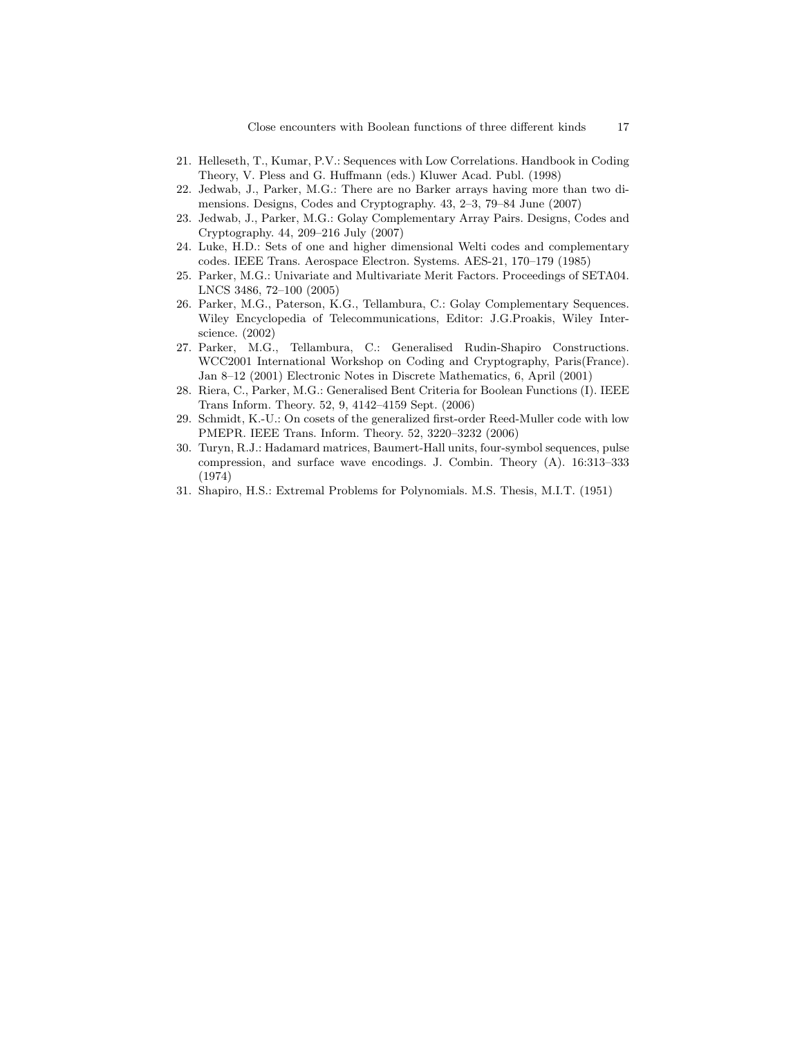21. Helleseth, T., Kumar, P.V.: Sequences with Low Correlations. Handbook in Coding Theory, V. Pless and G. Huffmann (eds.) Kluwer Acad. Publ. (1998)
22. Jedwab, J., Parker, M.G.: There are no Barker arrays having more than two dimensions. Designs, Codes and Cryptography. 43, 2–3, 79–84 June (2007)
23. Jedwab, J., Parker, M.G.: Golay Complementary Array Pairs. Designs, Codes and Cryptography. 44, 209–216 July (2007)
24. Luke, H.D.: Sets of one and higher dimensional Welti codes and complementary codes. IEEE Trans. Aerospace Electron. Systems. AES-21, 170–179 (1985)
25. Parker, M.G.: Univariate and Multivariate Merit Factors. Proceedings of SETA04. LNCS 3486, 72–100 (2005)
26. Parker, M.G., Paterson, K.G., Tellambura, C.: Golay Complementary Sequences. Wiley Encyclopedia of Telecommunications, Editor: J.G.Proakis, Wiley Interscience. (2002)
27. Parker, M.G., Tellambura, C.: Generalised Rudin-Shapiro Constructions. WCC2001 International Workshop on Coding and Cryptography, Paris(France). Jan 8–12 (2001) Electronic Notes in Discrete Mathematics, 6, April (2001)
28. Riera, C., Parker, M.G.: Generalised Bent Criteria for Boolean Functions (I). IEEE Trans Inform. Theory. 52, 9, 4142–4159 Sept. (2006)
29. Schmidt, K.-U.: On cosets of the generalized first-order Reed-Muller code with low PMEPR. IEEE Trans. Inform. Theory. 52, 3220–3232 (2006)
30. Turyn, R.J.: Hadamard matrices, Baumert-Hall units, four-symbol sequences, pulse compression, and surface wave encodings. J. Combin. Theory (A). 16:313–333 (1974)
31. Shapiro, H.S.: Extremal Problems for Polynomials. M.S. Thesis, M.I.T. (1951)